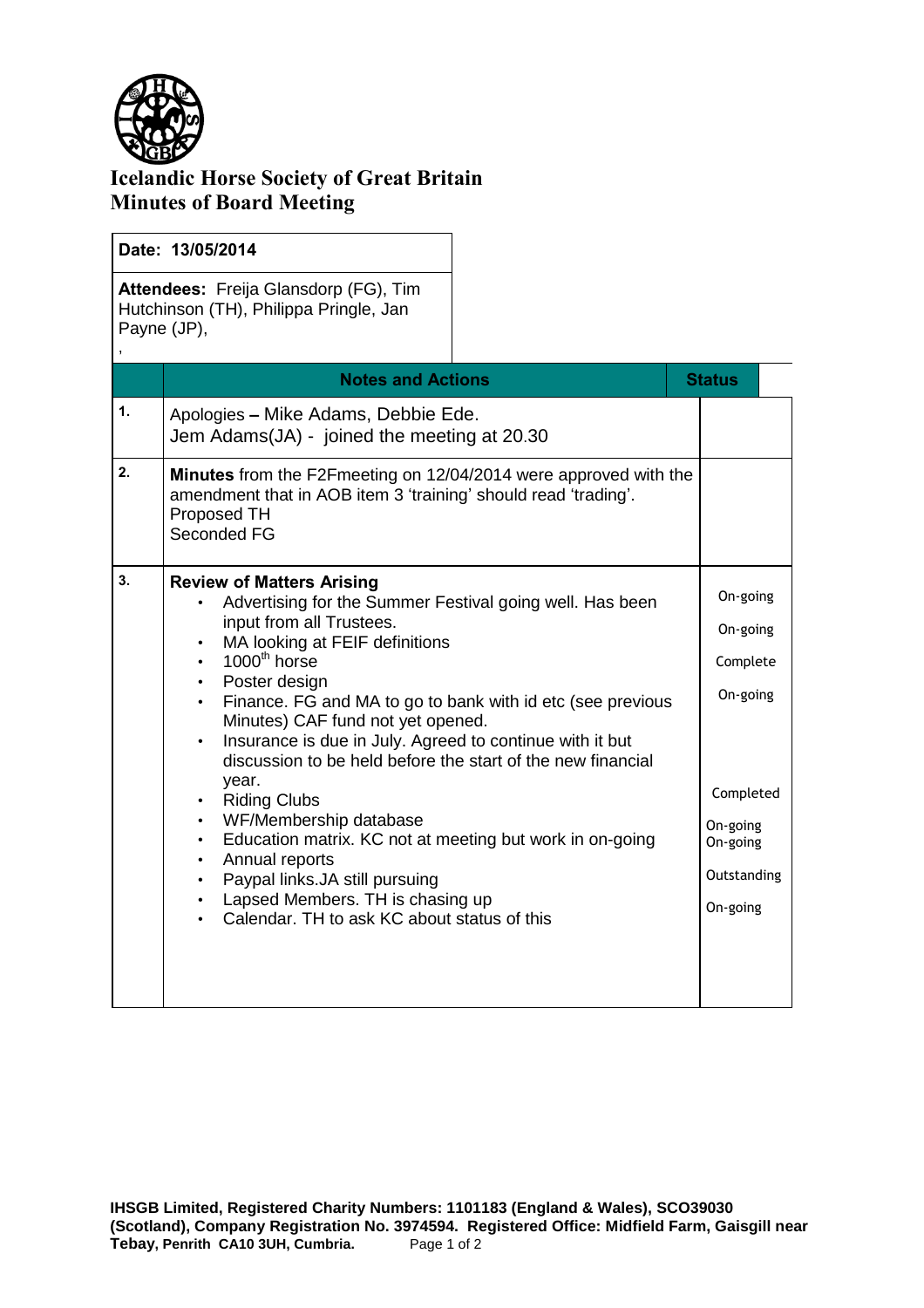# Icelandic Horse Society of Great Britain
# Minutes of Board Meeting

**Date: 13/05/2014**

**Attendees:** Freija Glansdorp (FG), Tim Hutchinson (TH), Philippa Pringle, Jan Payne (JP),

,

| | Notes and Actions | Status |
|---|---|---|
| 1. | Apologies – Mike Adams, Debbie Ede.<br>Jem Adams(JA) - joined the meeting at 20.30 | |
| 2. | **Minutes** from the F2Fmeeting on 12/04/2014 were approved with the amendment that in AOB item 3 'training' should read 'trading'.<br>Proposed TH<br>Seconded FG | |
| 3. | **Review of Matters Arising**<br>• Advertising for the Summer Festival going well. Has been input from all Trustees.<br>• MA looking at FEIF definitions<br>• 1000th horse<br>• Poster design<br>• Finance. FG and MA to go to bank with id etc (see previous Minutes) CAF fund not yet opened.<br>• Insurance is due in July. Agreed to continue with it but discussion to be held before the start of the new financial year.<br>• Riding Clubs<br>• WF/Membership database<br>• Education matrix. KC not at meeting but work in on-going<br>• Annual reports<br>• Paypal links.JA still pursuing<br>• Lapsed Members. TH is chasing up<br>• Calendar. TH to ask KC about status of this | On-going<br>On-going<br>Complete<br>On-going<br><br><br>Completed<br>On-going<br>On-going<br>Outstanding<br>On-going |

**IHSGB Limited, Registered Charity Numbers: 1101183 (England & Wales), SCO39030 (Scotland), Company Registration No. 3974594. Registered Office: Midfield Farm, Gaisgill near Tebay, Penrith CA10 3UH, Cumbria.**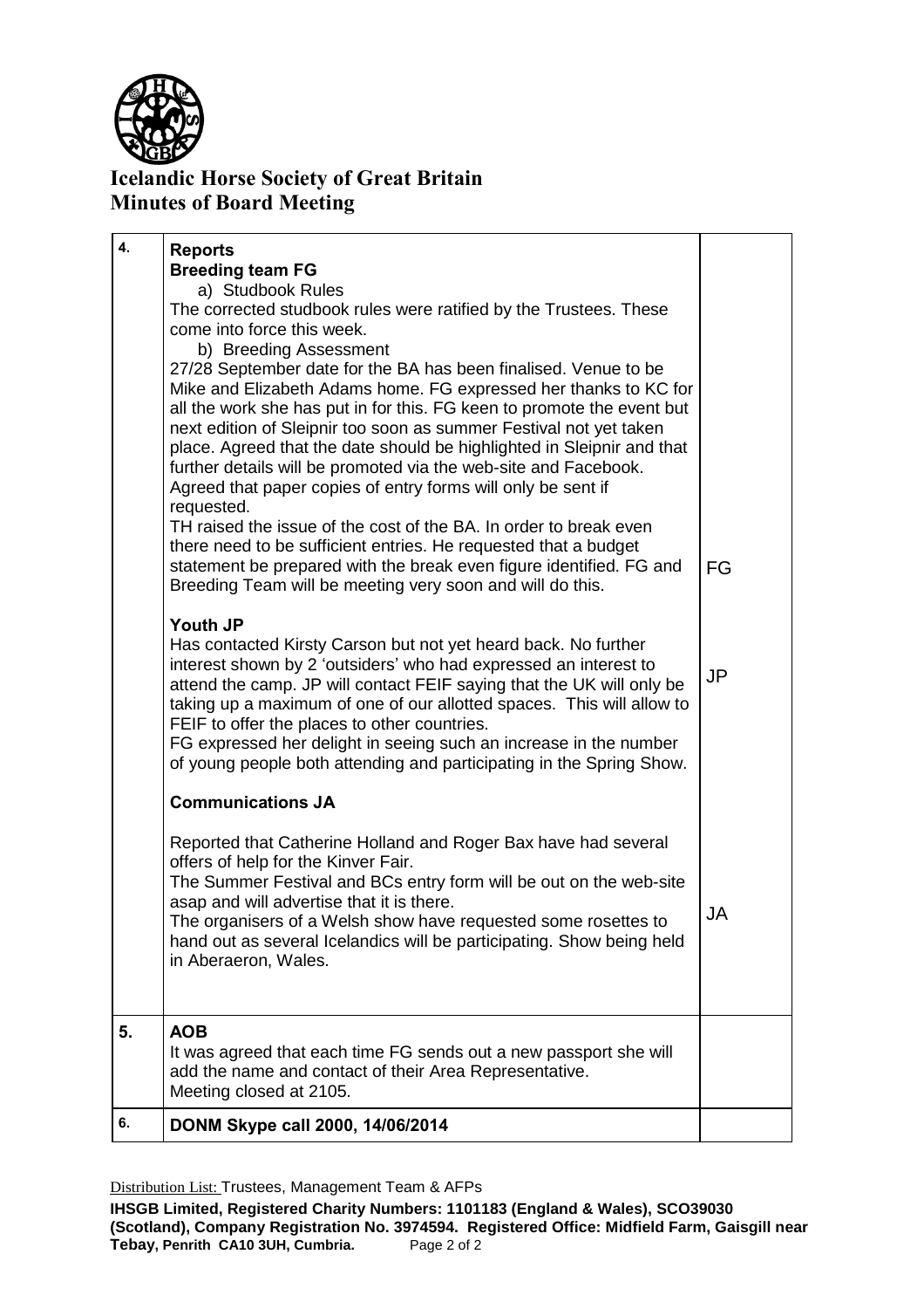# Icelandic Horse Society of Great Britain
## Minutes of Board Meeting

| | | |
|---|---|---|
| 4. | **Reports**<br>**Breeding team FG**<br>a) Studbook Rules<br>The corrected studbook rules were ratified by the Trustees. These come into force this week.<br>b) Breeding Assessment<br>27/28 September date for the BA has been finalised. Venue to be Mike and Elizabeth Adams home. FG expressed her thanks to KC for all the work she has put in for this. FG keen to promote the event but next edition of Sleipnir too soon as summer Festival not yet taken place. Agreed that the date should be highlighted in Sleipnir and that further details will be promoted via the web-site and Facebook. Agreed that paper copies of entry forms will only be sent if requested.<br>TH raised the issue of the cost of the BA. In order to break even there need to be sufficient entries. He requested that a budget statement be prepared with the break even figure identified. FG and Breeding Team will be meeting very soon and will do this. | FG |
| | **Youth JP**<br>Has contacted Kirsty Carson but not yet heard back. No further interest shown by 2 'outsiders' who had expressed an interest to attend the camp. JP will contact FEIF saying that the UK will only be taking up a maximum of one of our allotted spaces. This will allow to FEIF to offer the places to other countries.<br>FG expressed her delight in seeing such an increase in the number of young people both attending and participating in the Spring Show. | JP |
| | **Communications JA**<br>Reported that Catherine Holland and Roger Bax have had several offers of help for the Kinver Fair.<br>The Summer Festival and BCs entry form will be out on the web-site asap and will advertise that it is there.<br>The organisers of a Welsh show have requested some rosettes to hand out as several Icelandics will be participating. Show being held in Aberaeron, Wales. | JA |
| 5. | **AOB**<br>It was agreed that each time FG sends out a new passport she will add the name and contact of their Area Representative.<br>Meeting closed at 2105. | |
| 6. | **DONM Skype call 2000, 14/06/2014** | |

Distribution List: Trustees, Management Team & AFPs

**IHSGB Limited, Registered Charity Numbers: 1101183 (England & Wales), SCO39030 (Scotland), Company Registration No. 3974594. Registered Office: Midfield Farm, Gaisgill near Tebay, Penrith CA10 3UH, Cumbria.**